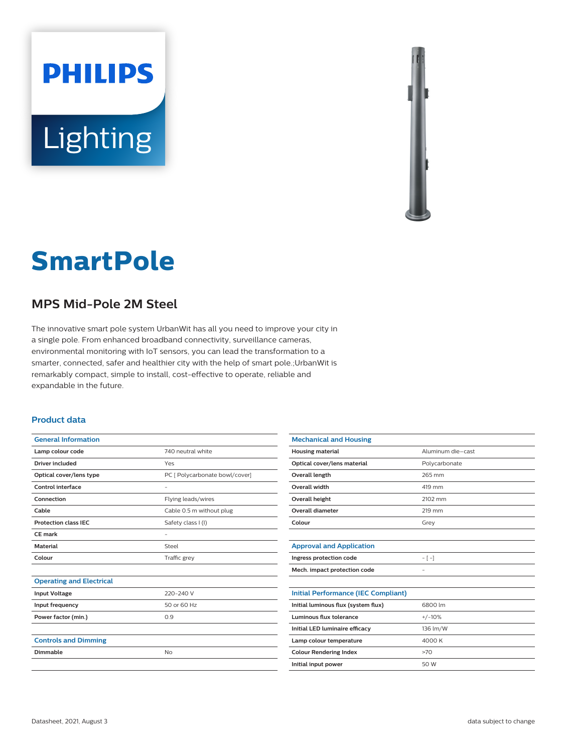PHILIPS

Lighting

# SmartPole

## MPS Mid-Pole 2M Steel

The innovative smart pole system UrbanWit has all you need to improve your city in a single pole. From enhanced broadband connectivity, surveillance cameras, environmental monitoring with IoT sensors, you can lead the transformation to a smarter, connected, safer and healthier city with the help of smart pole.;UrbanWit is remarkably compact, simple to install, cost-effective to operate, reliable and expandable in the future.

### Product data

| General Information | |
|---|---|
| Lamp colour code | 740 neutral white |
| Driver included | Yes |
| Optical cover/lens type | PC [ Polycarbonate bowl/cover] |
| Control interface | - |
| Connection | Flying leads/wires |
| Cable | Cable 0.5 m without plug |
| Protection class IEC | Safety class I (I) |
| CE mark | - |
| Material | Steel |
| Colour | Traffic grey |

| Operating and Electrical | |
|---|---|
| Input Voltage | 220-240 V |
| Input frequency | 50 or 60 Hz |
| Power factor (min.) | 0.9 |

| Controls and Dimming | |
|---|---|
| Dimmable | No |

| Mechanical and Housing | |
|---|---|
| Housing material | Aluminum die-cast |
| Optical cover/lens material | Polycarbonate |
| Overall length | 265 mm |
| Overall width | 419 mm |
| Overall height | 2102 mm |
| Overall diameter | 219 mm |
| Colour | Grey |

| Approval and Application | |
|---|---|
| Ingress protection code | - [ -] |
| Mech. impact protection code | - |

| Initial Performance (IEC Compliant) | |
|---|---|
| Initial luminous flux (system flux) | 6800 lm |
| Luminous flux tolerance | +/-10% |
| Initial LED luminaire efficacy | 136 lm/W |
| Lamp colour temperature | 4000 K |
| Colour Rendering Index | >70 |
| Initial input power | 50 W |

Datasheet, 2021, August 3

data subject to change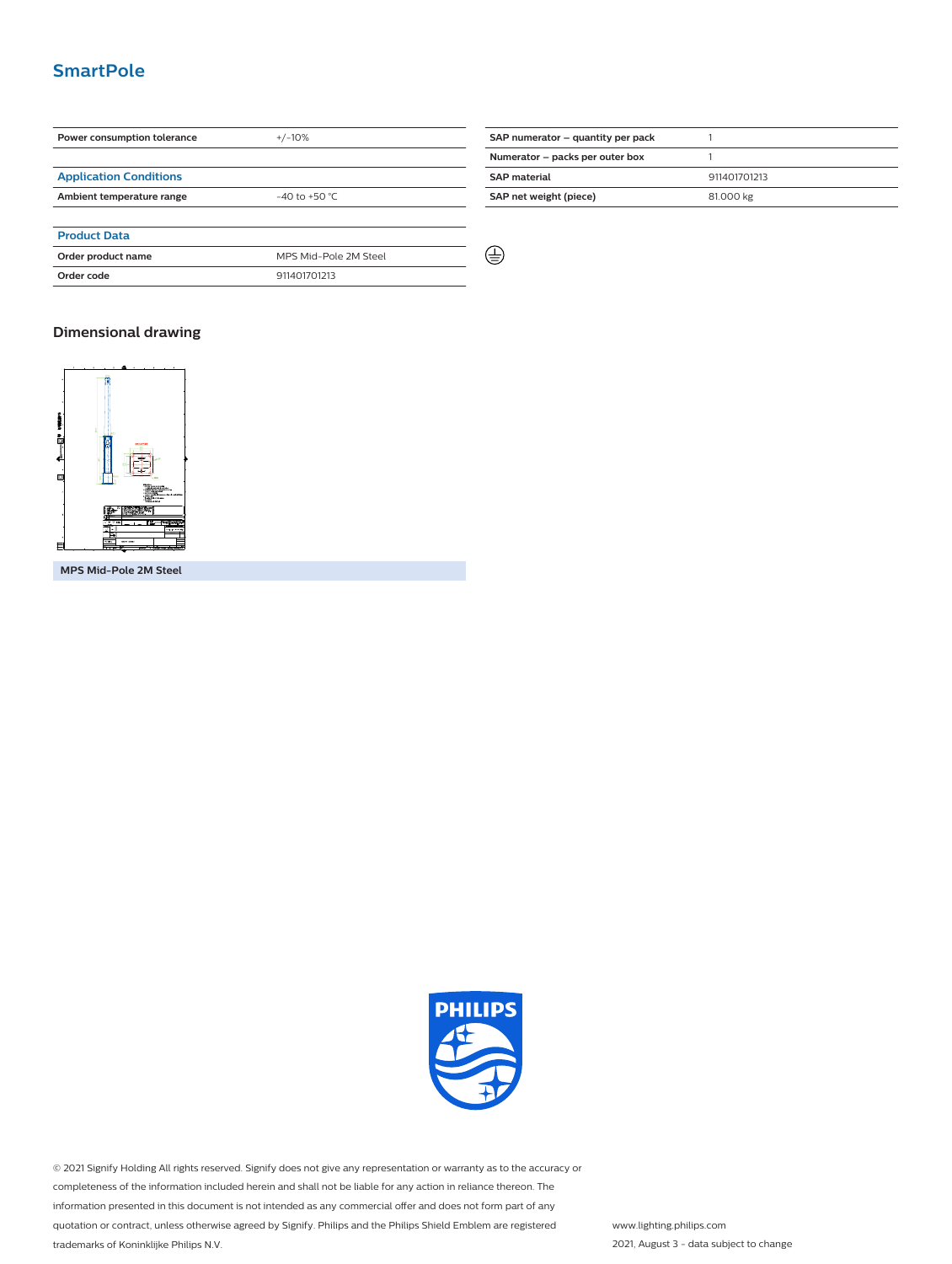## SmartPole

| | |
|---|---|
| Power consumption tolerance | +/-10% |

### Application Conditions

| | |
|---|---|
| Ambient temperature range | -40 to +50 °C |

### Product Data

| | |
|---|---|
| Order product name | MPS Mid-Pole 2M Steel |
| Order code | 911401701213 |

| | |
|---|---|
| SAP numerator – quantity per pack | 1 |
| Numerator – packs per outer box | 1 |
| SAP material | 911401701213 |
| SAP net weight (piece) | 81.000 kg |

## Dimensional drawing

MPS Mid-Pole 2M Steel

© 2021 Signify Holding All rights reserved. Signify does not give any representation or warranty as to the accuracy or completeness of the information included herein and shall not be liable for any action in reliance thereon. The information presented in this document is not intended as any commercial offer and does not form part of any quotation or contract, unless otherwise agreed by Signify. Philips and the Philips Shield Emblem are registered trademarks of Koninklijke Philips N.V.

www.lighting.philips.com

2021, August 3 - data subject to change